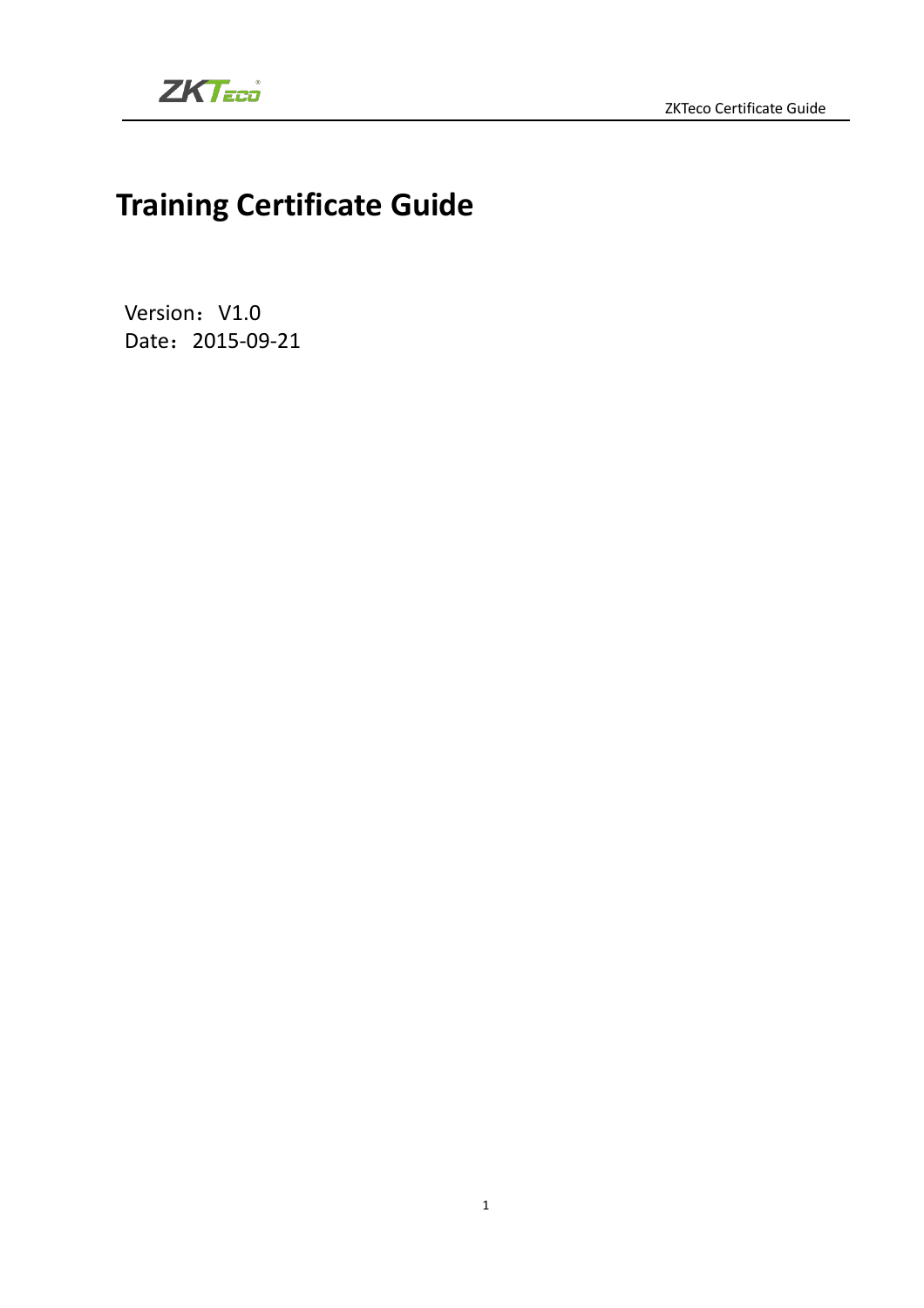# Training Certificate Guide

Version：V1.0
Date：2015-09-21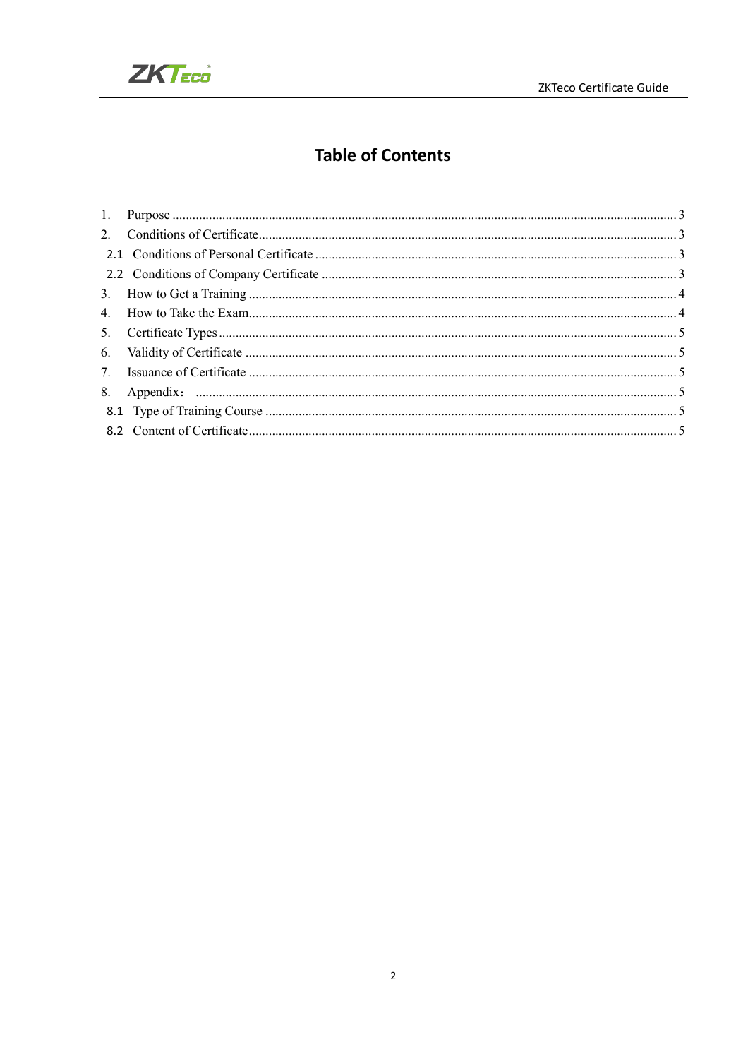# Table of Contents

1. Purpose ... 3
2. Conditions of Certificate ... 3
   - 2.1 Conditions of Personal Certificate ... 3
   - 2.2 Conditions of Company Certificate ... 3
3. How to Get a Training ... 4
4. How to Take the Exam ... 4
5. Certificate Types ... 5
6. Validity of Certificate ... 5
7. Issuance of Certificate ... 5
8. Appendix： ... 5
   - 8.1 Type of Training Course ... 5
   - 8.2 Content of Certificate ... 5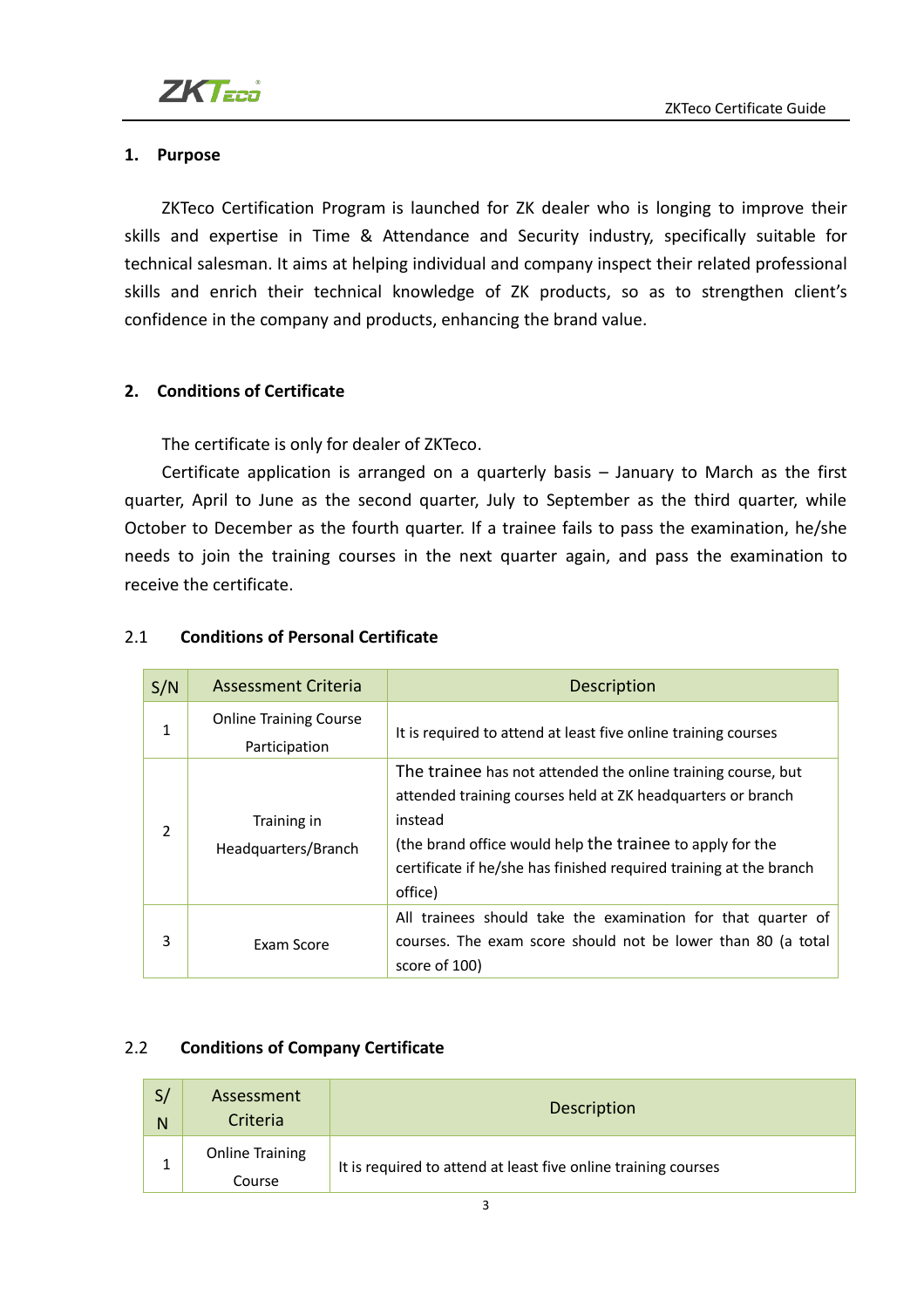## 1. Purpose

ZKTeco Certification Program is launched for ZK dealer who is longing to improve their skills and expertise in Time & Attendance and Security industry, specifically suitable for technical salesman. It aims at helping individual and company inspect their related professional skills and enrich their technical knowledge of ZK products, so as to strengthen client's confidence in the company and products, enhancing the brand value.

## 2. Conditions of Certificate

The certificate is only for dealer of ZKTeco.

Certificate application is arranged on a quarterly basis – January to March as the first quarter, April to June as the second quarter, July to September as the third quarter, while October to December as the fourth quarter. If a trainee fails to pass the examination, he/she needs to join the training courses in the next quarter again, and pass the examination to receive the certificate.

### 2.1 Conditions of Personal Certificate

| S/N | Assessment Criteria | Description |
|---|---|---|
| 1 | Online Training Course Participation | It is required to attend at least five online training courses |
| 2 | Training in Headquarters/Branch | The trainee has not attended the online training course, but attended training courses held at ZK headquarters or branch instead (the brand office would help the trainee to apply for the certificate if he/she has finished required training at the branch office) |
| 3 | Exam Score | All trainees should take the examination for that quarter of courses. The exam score should not be lower than 80 (a total score of 100) |

### 2.2 Conditions of Company Certificate

| S/N | Assessment Criteria | Description |
|---|---|---|
| 1 | Online Training Course | It is required to attend at least five online training courses |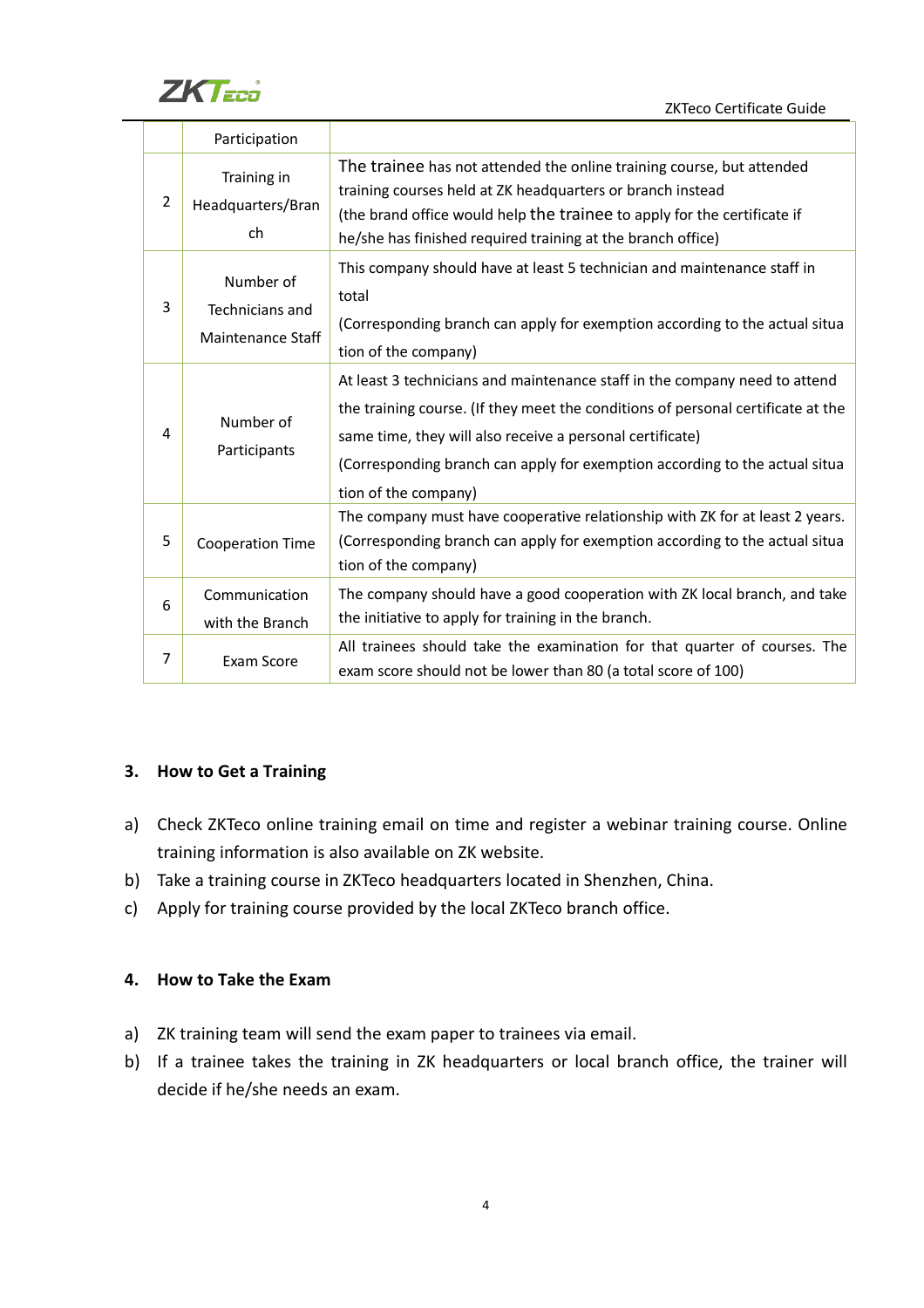|  | Participation |  |
|---|---|---|
| 2 | Training in Headquarters/Branch | The trainee has not attended the online training course, but attended training courses held at ZK headquarters or branch instead (the brand office would help the trainee to apply for the certificate if he/she has finished required training at the branch office) |
| 3 | Number of Technicians and Maintenance Staff | This company should have at least 5 technician and maintenance staff in total (Corresponding branch can apply for exemption according to the actual situation of the company) |
| 4 | Number of Participants | At least 3 technicians and maintenance staff in the company need to attend the training course. (If they meet the conditions of personal certificate at the same time, they will also receive a personal certificate) (Corresponding branch can apply for exemption according to the actual situation of the company) |
| 5 | Cooperation Time | The company must have cooperative relationship with ZK for at least 2 years. (Corresponding branch can apply for exemption according to the actual situation of the company) |
| 6 | Communication with the Branch | The company should have a good cooperation with ZK local branch, and take the initiative to apply for training in the branch. |
| 7 | Exam Score | All trainees should take the examination for that quarter of courses. The exam score should not be lower than 80 (a total score of 100) |

## 3. How to Get a Training

a) Check ZKTeco online training email on time and register a webinar training course. Online training information is also available on ZK website.

b) Take a training course in ZKTeco headquarters located in Shenzhen, China.

c) Apply for training course provided by the local ZKTeco branch office.

## 4. How to Take the Exam

a) ZK training team will send the exam paper to trainees via email.

b) If a trainee takes the training in ZK headquarters or local branch office, the trainer will decide if he/she needs an exam.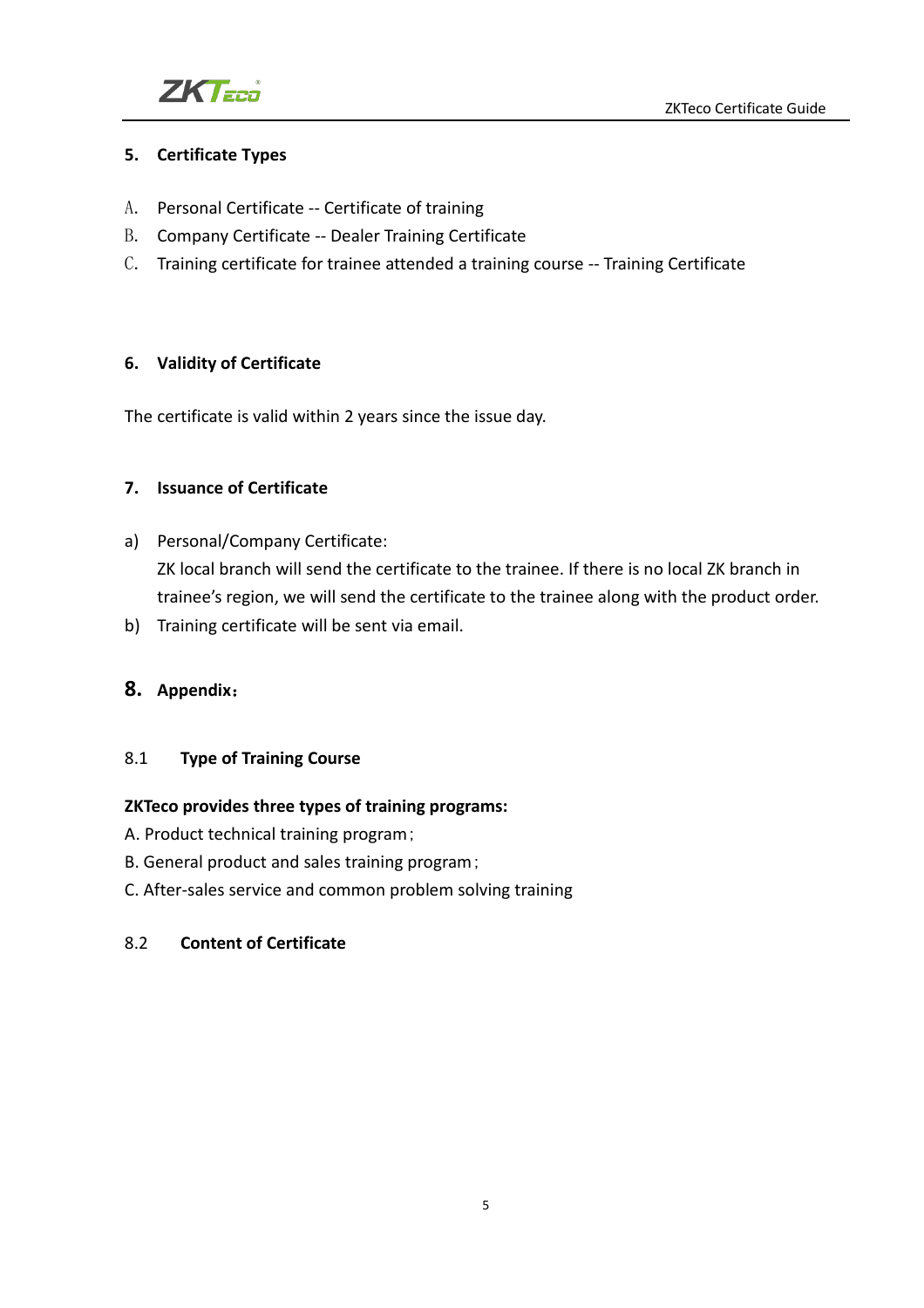## 5. Certificate Types

A. Personal Certificate -- Certificate of training

B. Company Certificate -- Dealer Training Certificate

C. Training certificate for trainee attended a training course -- Training Certificate

## 6. Validity of Certificate

The certificate is valid within 2 years since the issue day.

## 7. Issuance of Certificate

a) Personal/Company Certificate:
   ZK local branch will send the certificate to the trainee. If there is no local ZK branch in trainee's region, we will send the certificate to the trainee along with the product order.

b) Training certificate will be sent via email.

## 8. Appendix：

### 8.1 Type of Training Course

**ZKTeco provides three types of training programs:**

A. Product technical training program；

B. General product and sales training program；

C. After-sales service and common problem solving training

### 8.2 Content of Certificate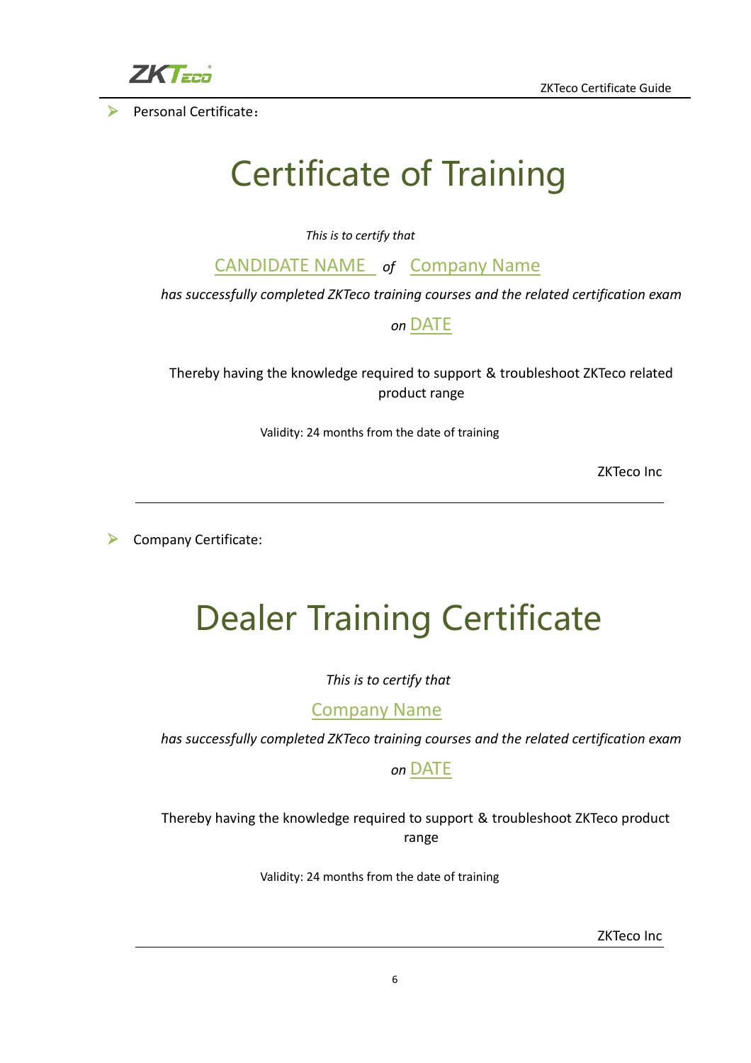- Personal Certificate：

# Certificate of Training

*This is to certify that*

CANDIDATE NAME *of* Company Name

*has successfully completed ZKTeco training courses and the related certification exam*

*on* DATE

Thereby having the knowledge required to support & troubleshoot ZKTeco related product range

Validity: 24 months from the date of training

ZKTeco Inc

---

- Company Certificate:

# Dealer Training Certificate

*This is to certify that*

Company Name

*has successfully completed ZKTeco training courses and the related certification exam*

*on* DATE

Thereby having the knowledge required to support & troubleshoot ZKTeco product range

Validity: 24 months from the date of training

ZKTeco Inc

---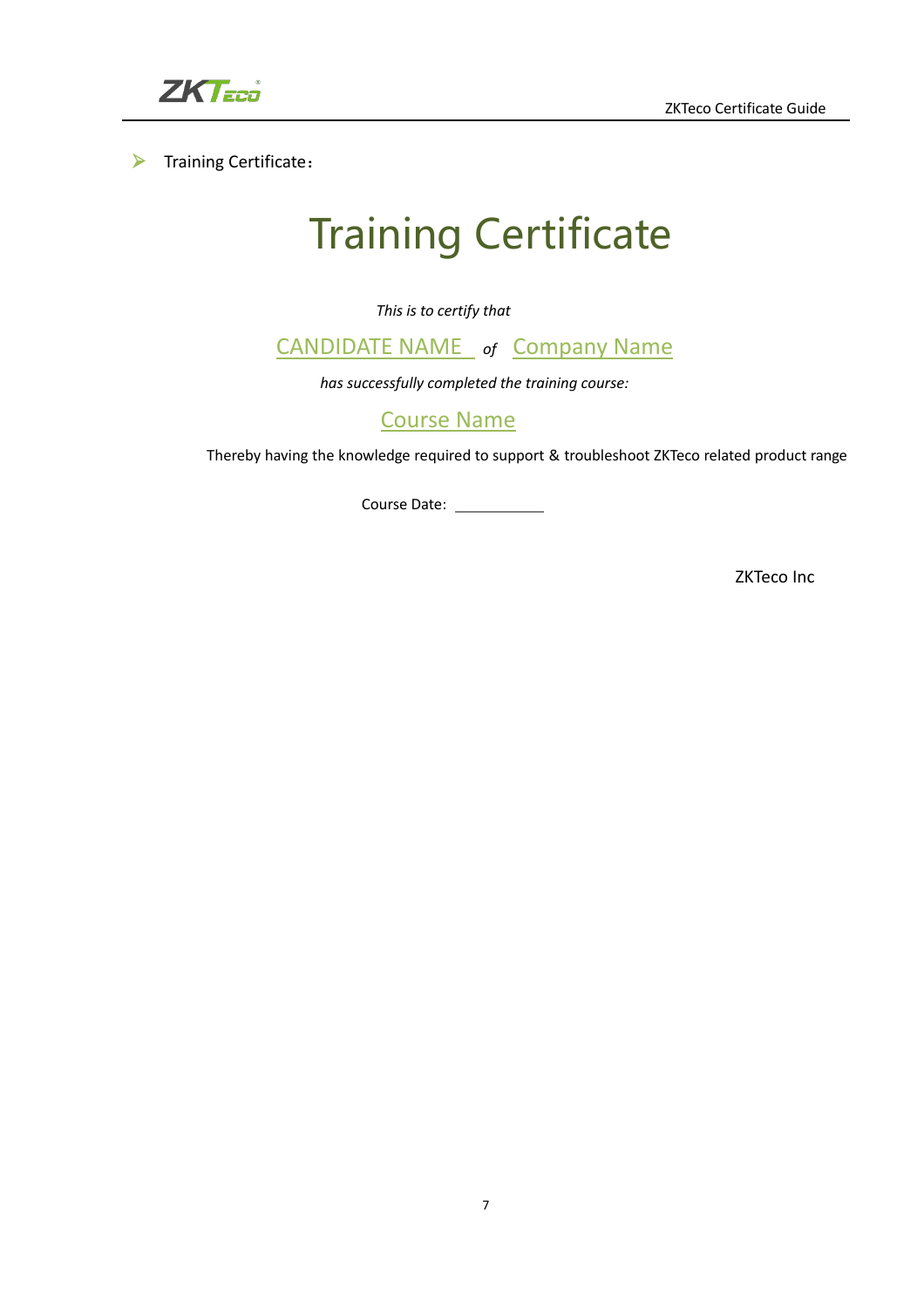- Training Certificate：

# Training Certificate

*This is to certify that*

CANDIDATE NAME *of* Company Name

*has successfully completed the training course:*

Course Name

Thereby having the knowledge required to support & troubleshoot ZKTeco related product range

Course Date: ___________

ZKTeco Inc